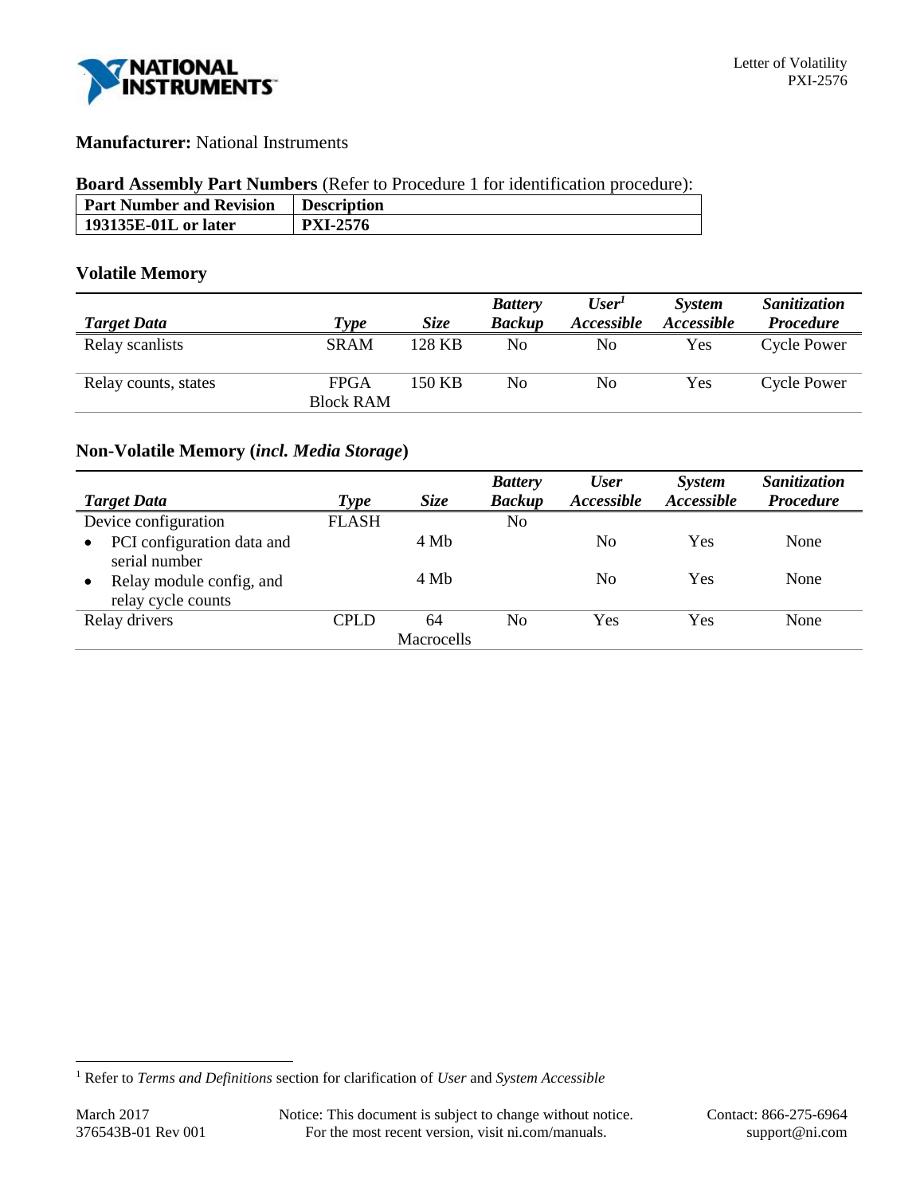**Manufacturer:** National Instruments

**Board Assembly Part Numbers** (Refer to Procedure 1 for identification procedure):

| Part Number and Revision | Description |
|---|---|
| **193135E-01L or later** | **PXI-2576** |

### Volatile Memory

| *Target Data* | *Type* | *Size* | *Battery Backup* | *User[1] Accessible* | *System Accessible* | *Sanitization Procedure* |
|---|---|---|---|---|---|---|
| Relay scanlists | SRAM | 128 KB | No | No | Yes | Cycle Power |
| Relay counts, states | FPGA Block RAM | 150 KB | No | No | Yes | Cycle Power |

### Non-Volatile Memory (*incl. Media Storage*)

| *Target Data* | *Type* | *Size* | *Battery Backup* | *User Accessible* | *System Accessible* | *Sanitization Procedure* |
|---|---|---|---|---|---|---|
| Device configuration | FLASH | | No | | | |
| • PCI configuration data and serial number | | 4 Mb | | No | Yes | None |
| • Relay module config, and relay cycle counts | | 4 Mb | | No | Yes | None |
| Relay drivers | CPLD | 64 Macrocells | No | Yes | Yes | None |

[1] Refer to *Terms and Definitions* section for clarification of *User* and *System Accessible*

March 2017
376543B-01 Rev 001

Notice: This document is subject to change without notice. For the most recent version, visit ni.com/manuals.

Contact: 866-275-6964
support@ni.com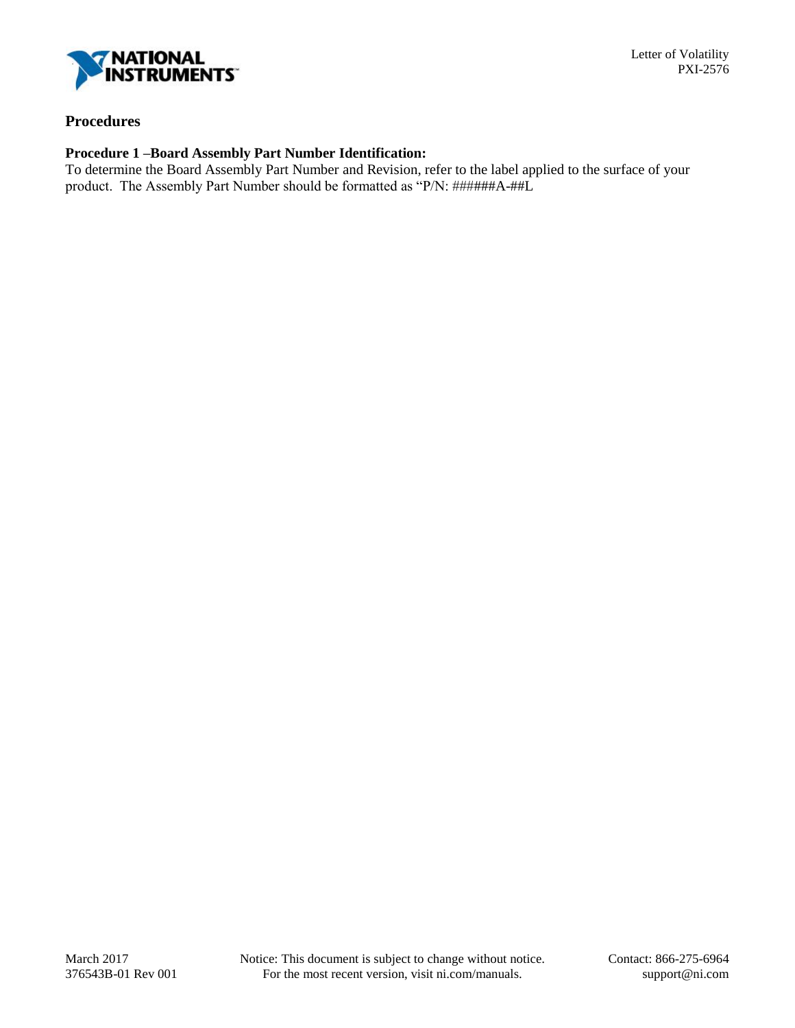## Procedures

**Procedure 1 –Board Assembly Part Number Identification:**

To determine the Board Assembly Part Number and Revision, refer to the label applied to the surface of your product. The Assembly Part Number should be formatted as "P/N: ######A-##L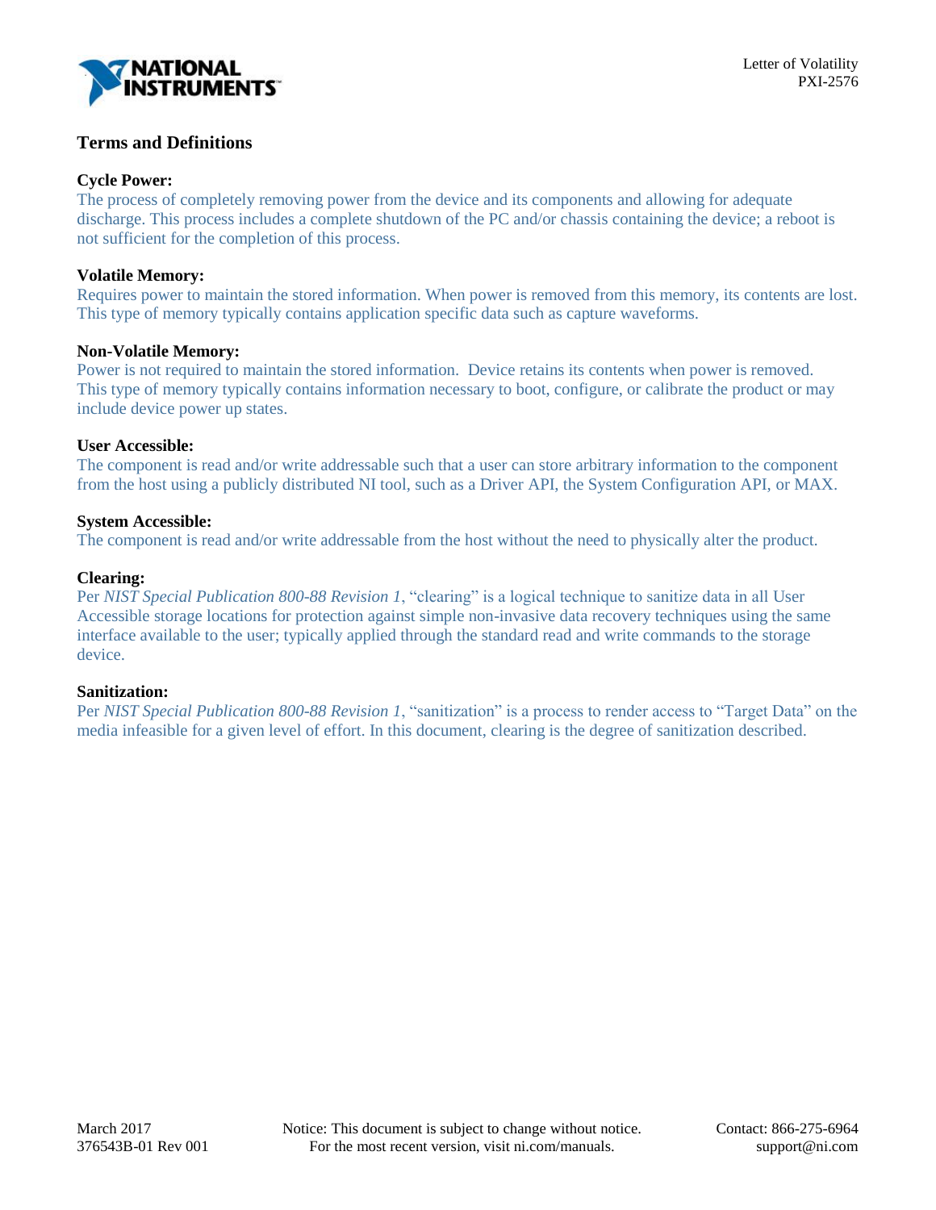## Terms and Definitions

**Cycle Power:**
The process of completely removing power from the device and its components and allowing for adequate discharge. This process includes a complete shutdown of the PC and/or chassis containing the device; a reboot is not sufficient for the completion of this process.

**Volatile Memory:**
Requires power to maintain the stored information. When power is removed from this memory, its contents are lost. This type of memory typically contains application specific data such as capture waveforms.

**Non-Volatile Memory:**
Power is not required to maintain the stored information. Device retains its contents when power is removed. This type of memory typically contains information necessary to boot, configure, or calibrate the product or may include device power up states.

**User Accessible:**
The component is read and/or write addressable such that a user can store arbitrary information to the component from the host using a publicly distributed NI tool, such as a Driver API, the System Configuration API, or MAX.

**System Accessible:**
The component is read and/or write addressable from the host without the need to physically alter the product.

**Clearing:**
Per *NIST Special Publication 800-88 Revision 1*, "clearing" is a logical technique to sanitize data in all User Accessible storage locations for protection against simple non-invasive data recovery techniques using the same interface available to the user; typically applied through the standard read and write commands to the storage device.

**Sanitization:**
Per *NIST Special Publication 800-88 Revision 1*, "sanitization" is a process to render access to "Target Data" on the media infeasible for a given level of effort. In this document, clearing is the degree of sanitization described.